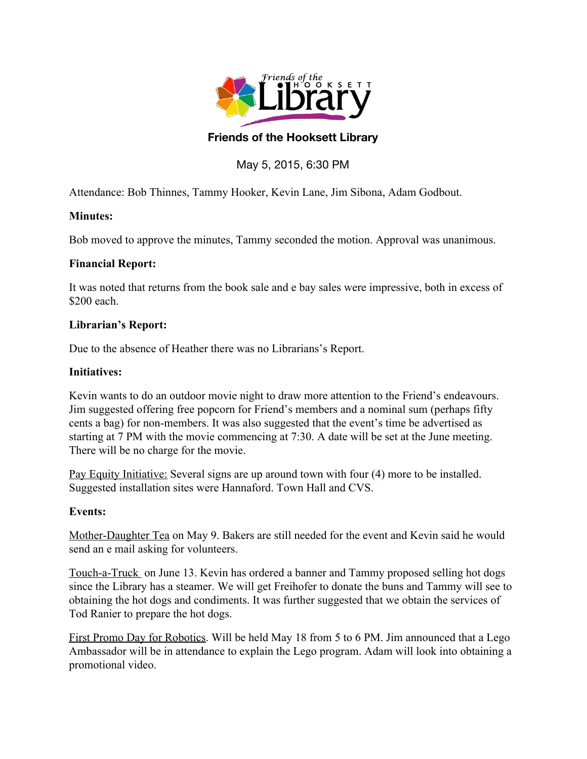# Friends of the Hookset Library

May 5, 2015, 6:30 PM

Attendance: Bob Thinnes, Tammy Hooker, Kevin Lane, Jim Sibona, Adam Godbout.

**Minutes:**

Bob moved to approve the minutes, Tammy seconded the motion. Approval was unanimous.

**Financial Report:**

It was noted that returns from the book sale and e bay sales were impressive, both in excess of $200 each.

**Librarian's Report:**

Due to the absence of Heather there was no Librarians's Report.

**Initiatives:**

Kevin wants to do an outdoor movie night to draw more attention to the Friend's endeavours. Jim suggested offering free popcorn for Friend's members and a nominal sum (perhaps fifty cents a bag) for non-members. It was also suggested that the event's time be advertised as starting at 7 PM with the movie commencing at 7:30. A date will be set at the June meeting. There will be no charge for the movie.

Pay Equity Initiative: Several signs are up around town with four (4) more to be installed. Suggested installation sites were Hannaford. Town Hall and CVS.

**Events:**

Mother-Daughter Tea on May 9. Bakers are still needed for the event and Kevin said he would send an e mail asking for volunteers.

Touch-a-Truck on June 13. Kevin has ordered a banner and Tammy proposed selling hot dogs since the Library has a steamer. We will get Freihofer to donate the buns and Tammy will see to obtaining the hot dogs and condiments. It was further suggested that we obtain the services of Tod Ranier to prepare the hot dogs.

First Promo Day for Robotics. Will be held May 18 from 5 to 6 PM. Jim announced that a Lego Ambassador will be in attendance to explain the Lego program. Adam will look into obtaining a promotional video.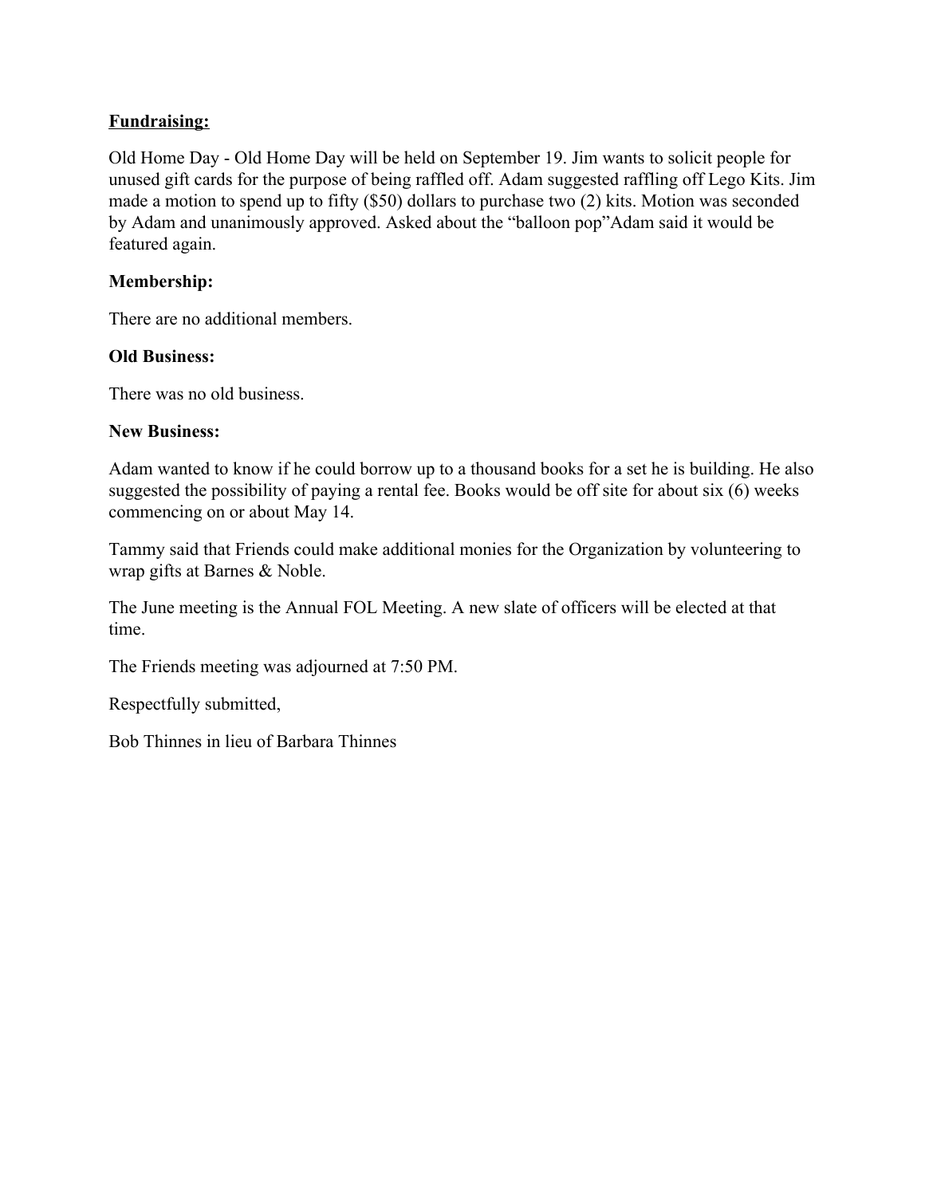**Fundraising:**

Old Home Day - Old Home Day will be held on September 19. Jim wants to solicit people for unused gift cards for the purpose of being raffled off. Adam suggested raffling off Lego Kits. Jim made a motion to spend up to fifty ($50) dollars to purchase two (2) kits. Motion was seconded by Adam and unanimously approved. Asked about the "balloon pop"Adam said it would be featured again.

**Membership:**

There are no additional members.

**Old Business:**

There was no old business.

**New Business:**

Adam wanted to know if he could borrow up to a thousand books for a set he is building. He also suggested the possibility of paying a rental fee. Books would be off site for about six (6) weeks commencing on or about May 14.

Tammy said that Friends could make additional monies for the Organization by volunteering to wrap gifts at Barnes & Noble.

The June meeting is the Annual FOL Meeting. A new slate of officers will be elected at that time.

The Friends meeting was adjourned at 7:50 PM.

Respectfully submitted,

Bob Thinnes in lieu of Barbara Thinnes